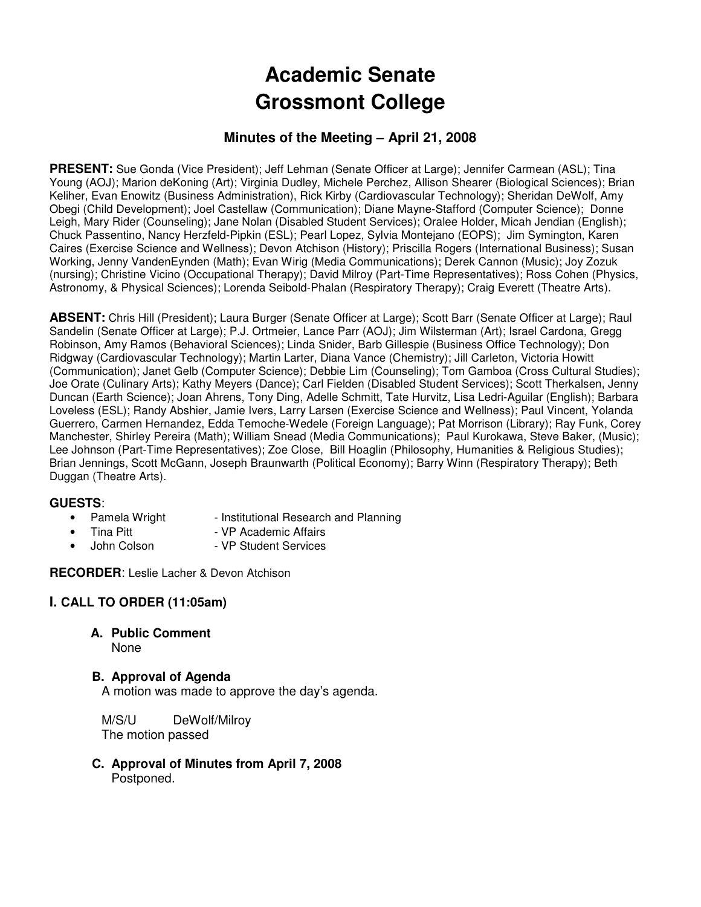# Academic Senate
# Grossmont College

### Minutes of the Meeting – April 21, 2008

**PRESENT:** Sue Gonda (Vice President); Jeff Lehman (Senate Officer at Large); Jennifer Carmean (ASL); Tina Young (AOJ); Marion deKoning (Art); Virginia Dudley, Michele Perchez, Allison Shearer (Biological Sciences); Brian Keliher, Evan Enowitz (Business Administration), Rick Kirby (Cardiovascular Technology); Sheridan DeWolf, Amy Obegi (Child Development); Joel Castellaw (Communication); Diane Mayne-Stafford (Computer Science); Donne Leigh, Mary Rider (Counseling); Jane Nolan (Disabled Student Services); Oralee Holder, Micah Jendian (English); Chuck Passentino, Nancy Herzfeld-Pipkin (ESL); Pearl Lopez, Sylvia Montejano (EOPS); Jim Symington, Karen Caires (Exercise Science and Wellness); Devon Atchison (History); Priscilla Rogers (International Business); Susan Working, Jenny VandenEynden (Math); Evan Wirig (Media Communications); Derek Cannon (Music); Joy Zozuk (nursing); Christine Vicino (Occupational Therapy); David Milroy (Part-Time Representatives); Ross Cohen (Physics, Astronomy, & Physical Sciences); Lorenda Seibold-Phalan (Respiratory Therapy); Craig Everett (Theatre Arts).

**ABSENT:** Chris Hill (President); Laura Burger (Senate Officer at Large); Scott Barr (Senate Officer at Large); Raul Sandelin (Senate Officer at Large); P.J. Ortmeier, Lance Parr (AOJ); Jim Wilsterman (Art); Israel Cardona, Gregg Robinson, Amy Ramos (Behavioral Sciences); Linda Snider, Barb Gillespie (Business Office Technology); Don Ridgway (Cardiovascular Technology); Martin Larter, Diana Vance (Chemistry); Jill Carleton, Victoria Howitt (Communication); Janet Gelb (Computer Science); Debbie Lim (Counseling); Tom Gamboa (Cross Cultural Studies); Joe Orate (Culinary Arts); Kathy Meyers (Dance); Carl Fielden (Disabled Student Services); Scott Therkalsen, Jenny Duncan (Earth Science); Joan Ahrens, Tony Ding, Adelle Schmitt, Tate Hurvitz, Lisa Ledri-Aguilar (English); Barbara Loveless (ESL); Randy Abshier, Jamie Ivers, Larry Larsen (Exercise Science and Wellness); Paul Vincent, Yolanda Guerrero, Carmen Hernandez, Edda Temoche-Wedele (Foreign Language); Pat Morrison (Library); Ray Funk, Corey Manchester, Shirley Pereira (Math); William Snead (Media Communications); Paul Kurokawa, Steve Baker, (Music); Lee Johnson (Part-Time Representatives); Zoe Close, Bill Hoaglin (Philosophy, Humanities & Religious Studies); Brian Jennings, Scott McGann, Joseph Braunwarth (Political Economy); Barry Winn (Respiratory Therapy); Beth Duggan (Theatre Arts).

**GUESTS**:

- Pamela Wright - Institutional Research and Planning
- Tina Pitt - VP Academic Affairs
- John Colson - VP Student Services

**RECORDER**: Leslie Lacher & Devon Atchison

## I. CALL TO ORDER (11:05am)

**A. Public Comment**

None

**B. Approval of Agenda**

A motion was made to approve the day's agenda.

M/S/U DeWolf/Milroy
The motion passed

**C. Approval of Minutes from April 7, 2008**

Postponed.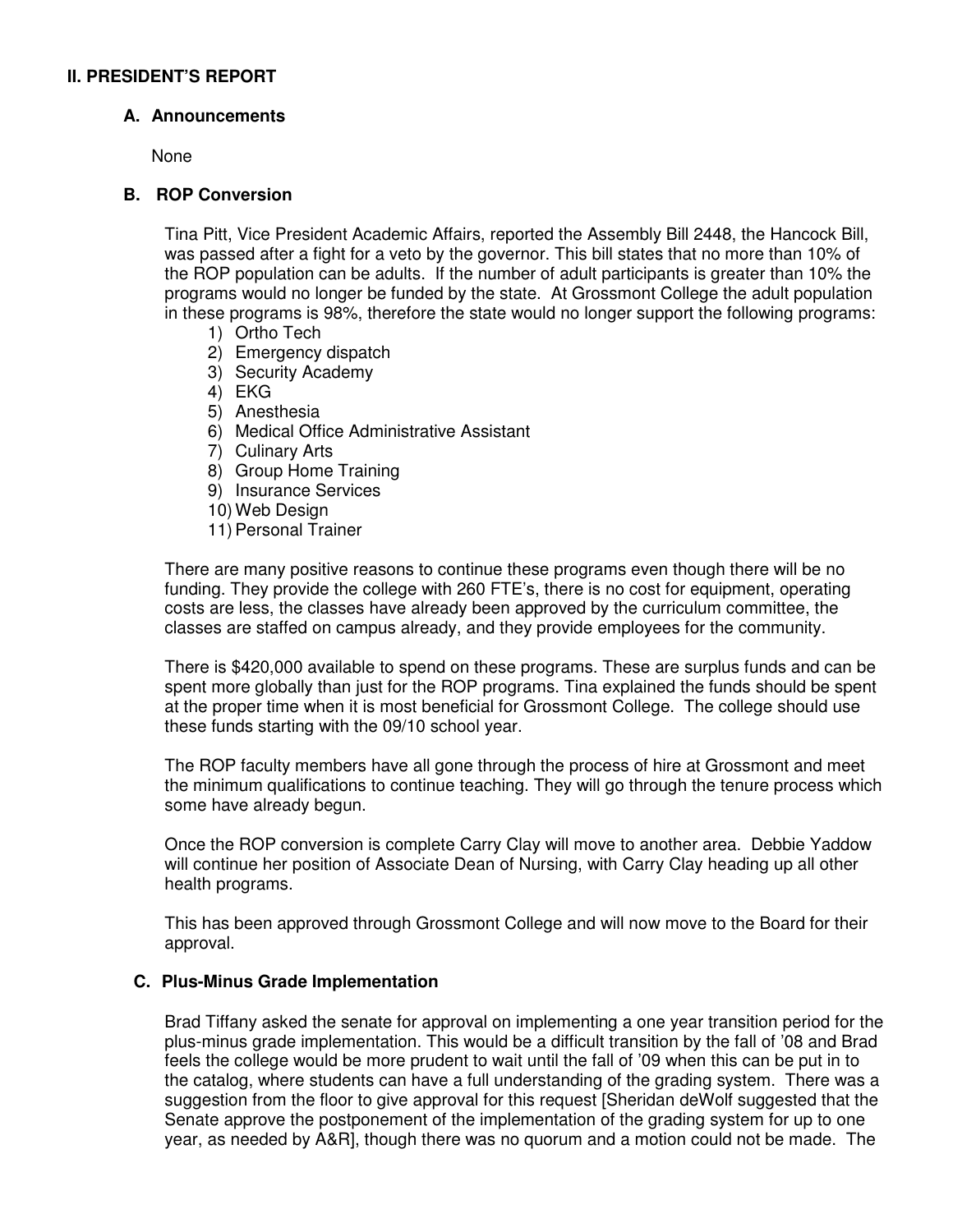## II. PRESIDENT'S REPORT

### A. Announcements

None

### B. ROP Conversion

Tina Pitt, Vice President Academic Affairs, reported the Assembly Bill 2448, the Hancock Bill, was passed after a fight for a veto by the governor. This bill states that no more than 10% of the ROP population can be adults. If the number of adult participants is greater than 10% the programs would no longer be funded by the state. At Grossmont College the adult population in these programs is 98%, therefore the state would no longer support the following programs:

1) Ortho Tech
2) Emergency dispatch
3) Security Academy
4) EKG
5) Anesthesia
6) Medical Office Administrative Assistant
7) Culinary Arts
8) Group Home Training
9) Insurance Services
10) Web Design
11) Personal Trainer

There are many positive reasons to continue these programs even though there will be no funding. They provide the college with 260 FTE's, there is no cost for equipment, operating costs are less, the classes have already been approved by the curriculum committee, the classes are staffed on campus already, and they provide employees for the community.

There is $420,000 available to spend on these programs. These are surplus funds and can be spent more globally than just for the ROP programs. Tina explained the funds should be spent at the proper time when it is most beneficial for Grossmont College. The college should use these funds starting with the 09/10 school year.

The ROP faculty members have all gone through the process of hire at Grossmont and meet the minimum qualifications to continue teaching. They will go through the tenure process which some have already begun.

Once the ROP conversion is complete Carry Clay will move to another area. Debbie Yaddow will continue her position of Associate Dean of Nursing, with Carry Clay heading up all other health programs.

This has been approved through Grossmont College and will now move to the Board for their approval.

### C. Plus-Minus Grade Implementation

Brad Tiffany asked the senate for approval on implementing a one year transition period for the plus-minus grade implementation. This would be a difficult transition by the fall of '08 and Brad feels the college would be more prudent to wait until the fall of '09 when this can be put in to the catalog, where students can have a full understanding of the grading system. There was a suggestion from the floor to give approval for this request [Sheridan deWolf suggested that the Senate approve the postponement of the implementation of the grading system for up to one year, as needed by A&R], though there was no quorum and a motion could not be made. The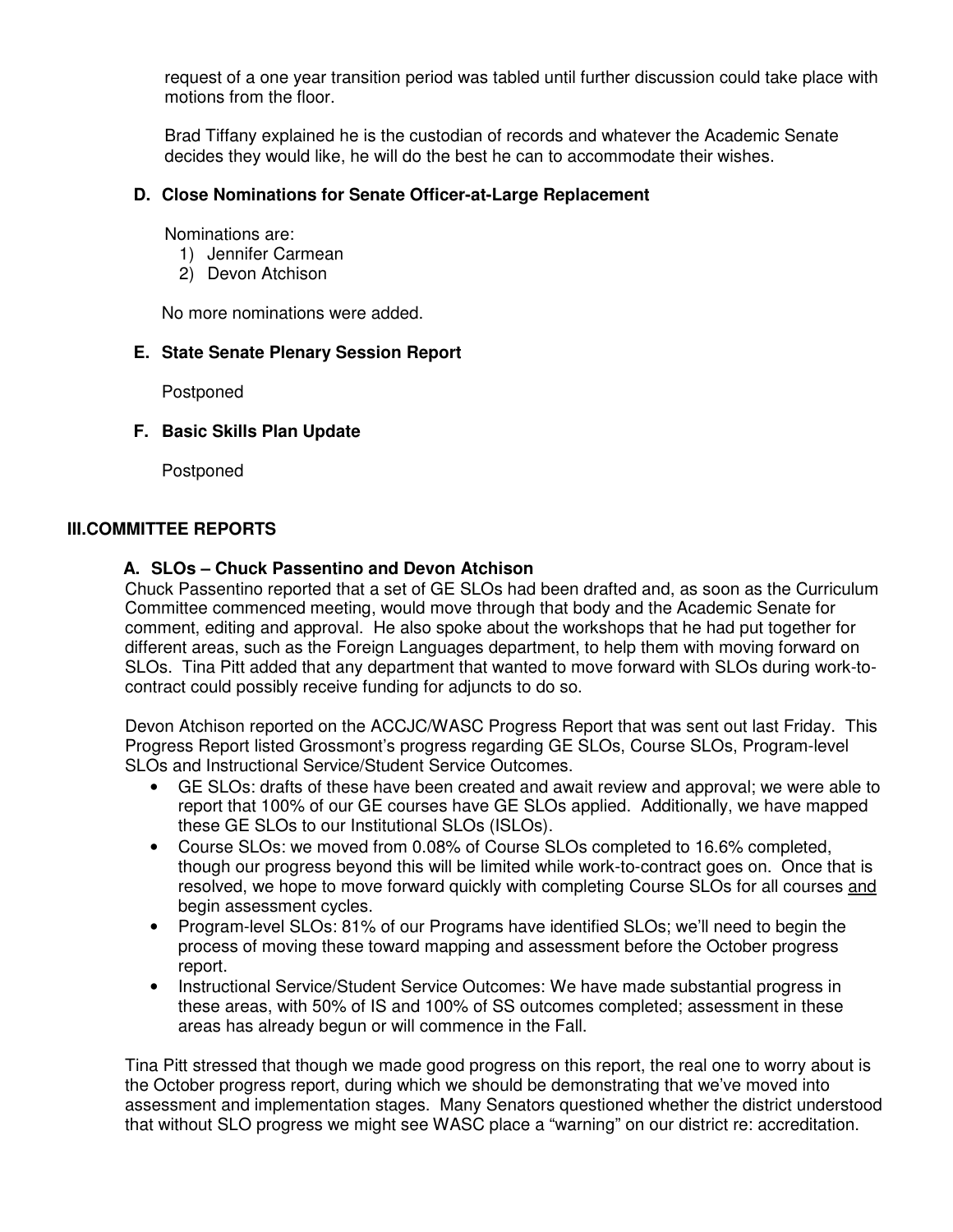request of a one year transition period was tabled until further discussion could take place with motions from the floor.

Brad Tiffany explained he is the custodian of records and whatever the Academic Senate decides they would like, he will do the best he can to accommodate their wishes.

### D. Close Nominations for Senate Officer-at-Large Replacement

Nominations are:
1) Jennifer Carmean
2) Devon Atchison

No more nominations were added.

### E. State Senate Plenary Session Report

Postponed

### F. Basic Skills Plan Update

Postponed

## III. COMMITTEE REPORTS

### A. SLOs – Chuck Passentino and Devon Atchison

Chuck Passentino reported that a set of GE SLOs had been drafted and, as soon as the Curriculum Committee commenced meeting, would move through that body and the Academic Senate for comment, editing and approval. He also spoke about the workshops that he had put together for different areas, such as the Foreign Languages department, to help them with moving forward on SLOs. Tina Pitt added that any department that wanted to move forward with SLOs during work-to-contract could possibly receive funding for adjuncts to do so.

Devon Atchison reported on the ACCJC/WASC Progress Report that was sent out last Friday. This Progress Report listed Grossmont's progress regarding GE SLOs, Course SLOs, Program-level SLOs and Instructional Service/Student Service Outcomes.

- GE SLOs: drafts of these have been created and await review and approval; we were able to report that 100% of our GE courses have GE SLOs applied. Additionally, we have mapped these GE SLOs to our Institutional SLOs (ISLOs).
- Course SLOs: we moved from 0.08% of Course SLOs completed to 16.6% completed, though our progress beyond this will be limited while work-to-contract goes on. Once that is resolved, we hope to move forward quickly with completing Course SLOs for all courses <u>and</u> begin assessment cycles.
- Program-level SLOs: 81% of our Programs have identified SLOs; we'll need to begin the process of moving these toward mapping and assessment before the October progress report.
- Instructional Service/Student Service Outcomes: We have made substantial progress in these areas, with 50% of IS and 100% of SS outcomes completed; assessment in these areas has already begun or will commence in the Fall.

Tina Pitt stressed that though we made good progress on this report, the real one to worry about is the October progress report, during which we should be demonstrating that we've moved into assessment and implementation stages. Many Senators questioned whether the district understood that without SLO progress we might see WASC place a "warning" on our district re: accreditation.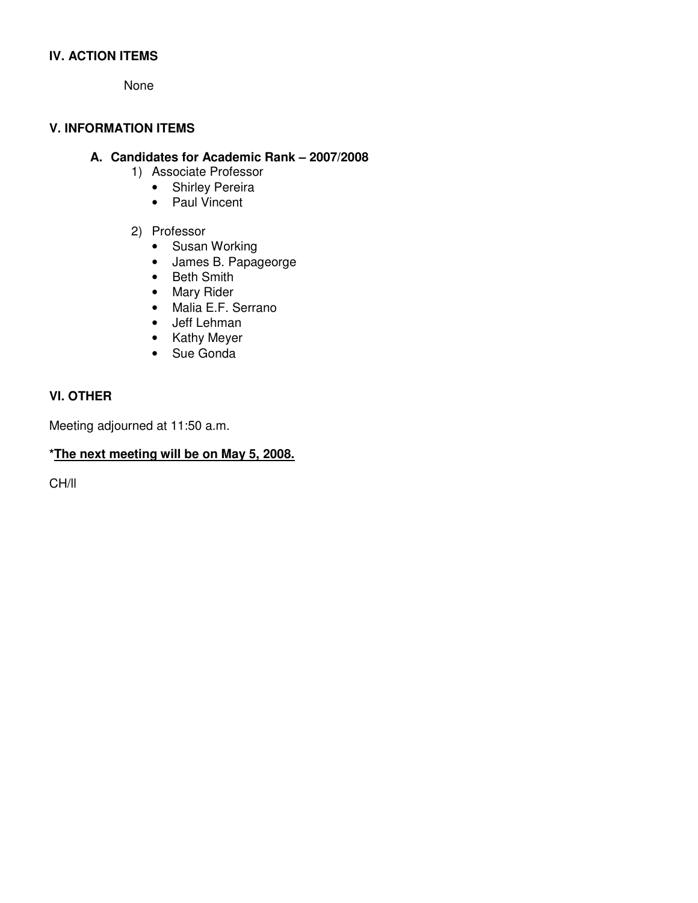## IV. ACTION ITEMS

None

## V. INFORMATION ITEMS

### A. Candidates for Academic Rank – 2007/2008

1) Associate Professor
    - Shirley Pereira
    - Paul Vincent

2) Professor
    - Susan Working
    - James B. Papageorge
    - Beth Smith
    - Mary Rider
    - Malia E.F. Serrano
    - Jeff Lehman
    - Kathy Meyer
    - Sue Gonda

## VI. OTHER

Meeting adjourned at 11:50 a.m.

***The next meeting will be on May 5, 2008.***

CH/ll